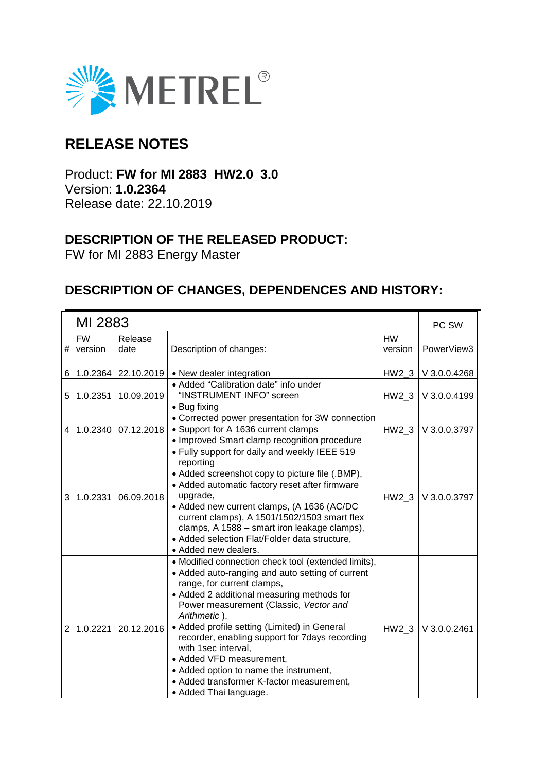METREL®

# RELEASE NOTES

Product: **FW for MI 2883_HW2.0_3.0**
Version: **1.0.2364**
Release date: 22.10.2019

## DESCRIPTION OF THE RELEASED PRODUCT:

FW for MI 2883 Energy Master

## DESCRIPTION OF CHANGES, DEPENDENCES AND HISTORY:

| | MI 2883 | | | | PC SW |
|---|---|---|---|---|---|
| # | FW version | Release date | Description of changes: | HW version | PowerView3 |
| 6 | 1.0.2364 | 22.10.2019 | • New dealer integration | HW2_3 | V 3.0.0.4268 |
| 5 | 1.0.2351 | 10.09.2019 | • Added "Calibration date" info under "INSTRUMENT INFO" screen<br>• Bug fixing | HW2_3 | V 3.0.0.4199 |
| 4 | 1.0.2340 | 07.12.2018 | • Corrected power presentation for 3W connection<br>• Support for A 1636 current clamps<br>• Improved Smart clamp recognition procedure | HW2_3 | V 3.0.0.3797 |
| 3 | 1.0.2331 | 06.09.2018 | • Fully support for daily and weekly IEEE 519 reporting<br>• Added screenshot copy to picture file (.BMP),<br>• Added automatic factory reset after firmware upgrade,<br>• Added new current clamps, (A 1636 (AC/DC current clamps), A 1501/1502/1503 smart flex clamps, A 1588 – smart iron leakage clamps),<br>• Added selection Flat/Folder data structure,<br>• Added new dealers. | HW2_3 | V 3.0.0.3797 |
| 2 | 1.0.2221 | 20.12.2016 | • Modified connection check tool (extended limits),<br>• Added auto-ranging and auto setting of current range, for current clamps,<br>• Added 2 additional measuring methods for Power measurement (Classic, *Vector and Arithmetic* ),<br>• Added profile setting (Limited) in General recorder, enabling support for 7days recording with 1sec interval,<br>• Added VFD measurement,<br>• Added option to name the instrument,<br>• Added transformer K-factor measurement,<br>• Added Thai language. | HW2_3 | V 3.0.0.2461 |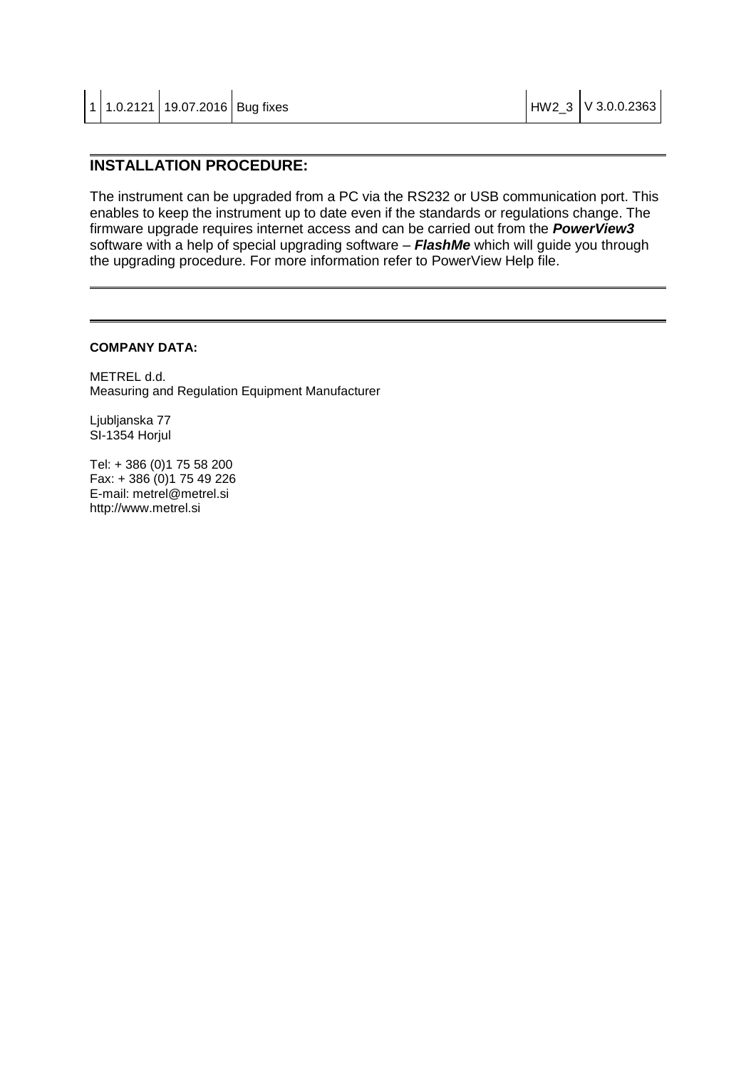| | | | | | |
|---|---|---|---|---|---|
| 1 | 1.0.2121 | 19.07.2016 | Bug fixes | HW2_3 | V 3.0.0.2363 |

## INSTALLATION PROCEDURE:

The instrument can be upgraded from a PC via the RS232 or USB communication port. This enables to keep the instrument up to date even if the standards or regulations change. The firmware upgrade requires internet access and can be carried out from the ***PowerView3*** software with a help of special upgrading software – ***FlashMe*** which will guide you through the upgrading procedure. For more information refer to PowerView Help file.

---

**COMPANY DATA:**

METREL d.d.
Measuring and Regulation Equipment Manufacturer

Ljubljanska 77
SI-1354 Horjul

Tel: + 386 (0)1 75 58 200
Fax: + 386 (0)1 75 49 226
E-mail: metrel@metrel.si
http://www.metrel.si